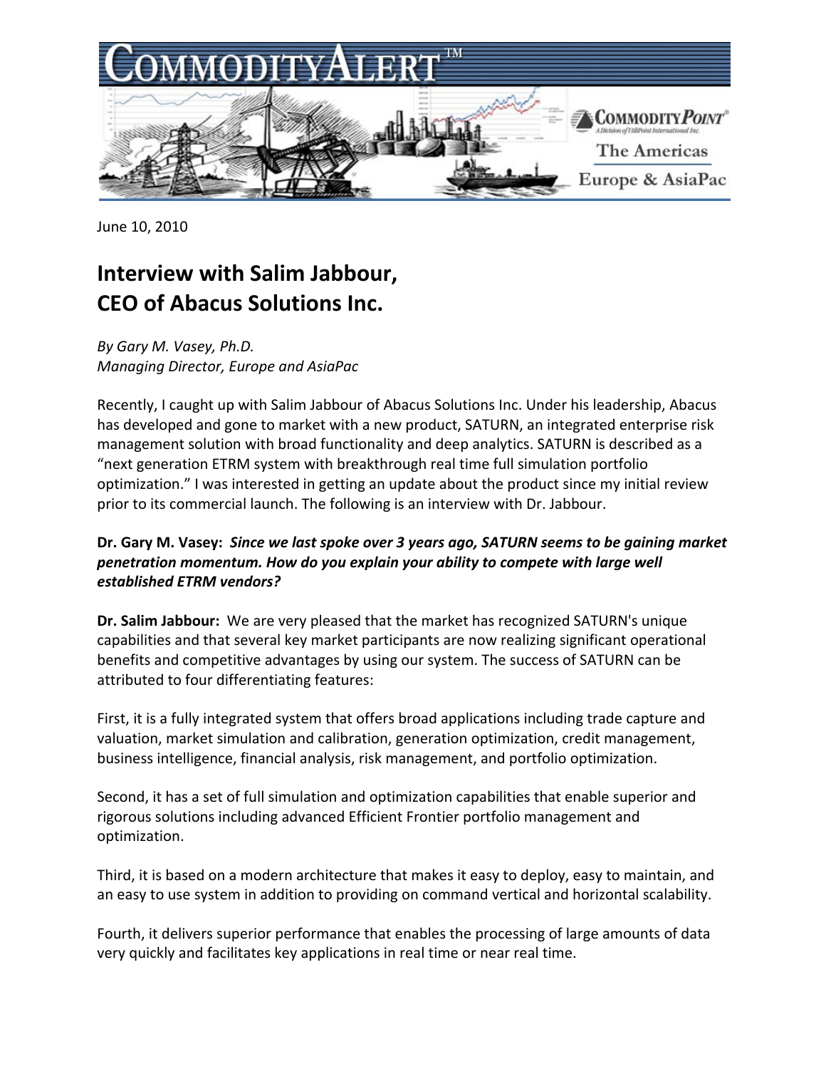June 10, 2010

# Interview with Salim Jabbour, CEO of Abacus Solutions Inc.

*By Gary M. Vasey, Ph.D.*
*Managing Director, Europe and AsiaPac*

Recently, I caught up with Salim Jabbour of Abacus Solutions Inc. Under his leadership, Abacus has developed and gone to market with a new product, SATURN, an integrated enterprise risk management solution with broad functionality and deep analytics. SATURN is described as a "next generation ETRM system with breakthrough real time full simulation portfolio optimization." I was interested in getting an update about the product since my initial review prior to its commercial launch. The following is an interview with Dr. Jabbour.

**Dr. Gary M. Vasey:** ***Since we last spoke over 3 years ago, SATURN seems to be gaining market penetration momentum. How do you explain your ability to compete with large well established ETRM vendors?***

**Dr. Salim Jabbour:** We are very pleased that the market has recognized SATURN's unique capabilities and that several key market participants are now realizing significant operational benefits and competitive advantages by using our system. The success of SATURN can be attributed to four differentiating features:

First, it is a fully integrated system that offers broad applications including trade capture and valuation, market simulation and calibration, generation optimization, credit management, business intelligence, financial analysis, risk management, and portfolio optimization.

Second, it has a set of full simulation and optimization capabilities that enable superior and rigorous solutions including advanced Efficient Frontier portfolio management and optimization.

Third, it is based on a modern architecture that makes it easy to deploy, easy to maintain, and an easy to use system in addition to providing on command vertical and horizontal scalability.

Fourth, it delivers superior performance that enables the processing of large amounts of data very quickly and facilitates key applications in real time or near real time.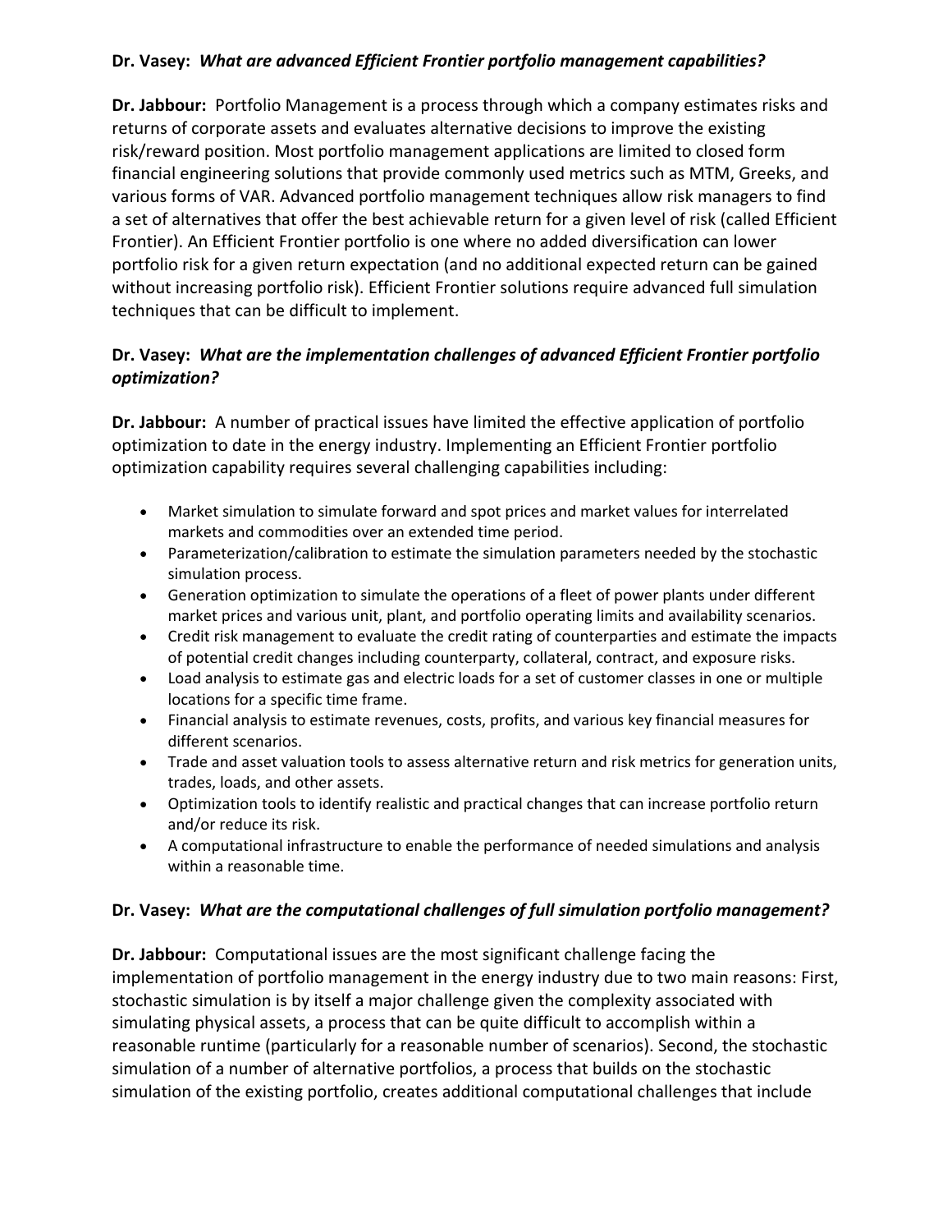**Dr. Vasey:** ***What are advanced Efficient Frontier portfolio management capabilities?***

**Dr. Jabbour:** Portfolio Management is a process through which a company estimates risks and returns of corporate assets and evaluates alternative decisions to improve the existing risk/reward position. Most portfolio management applications are limited to closed form financial engineering solutions that provide commonly used metrics such as MTM, Greeks, and various forms of VAR. Advanced portfolio management techniques allow risk managers to find a set of alternatives that offer the best achievable return for a given level of risk (called Efficient Frontier). An Efficient Frontier portfolio is one where no added diversification can lower portfolio risk for a given return expectation (and no additional expected return can be gained without increasing portfolio risk). Efficient Frontier solutions require advanced full simulation techniques that can be difficult to implement.

**Dr. Vasey:** ***What are the implementation challenges of advanced Efficient Frontier portfolio optimization?***

**Dr. Jabbour:** A number of practical issues have limited the effective application of portfolio optimization to date in the energy industry. Implementing an Efficient Frontier portfolio optimization capability requires several challenging capabilities including:

- Market simulation to simulate forward and spot prices and market values for interrelated markets and commodities over an extended time period.
- Parameterization/calibration to estimate the simulation parameters needed by the stochastic simulation process.
- Generation optimization to simulate the operations of a fleet of power plants under different market prices and various unit, plant, and portfolio operating limits and availability scenarios.
- Credit risk management to evaluate the credit rating of counterparties and estimate the impacts of potential credit changes including counterparty, collateral, contract, and exposure risks.
- Load analysis to estimate gas and electric loads for a set of customer classes in one or multiple locations for a specific time frame.
- Financial analysis to estimate revenues, costs, profits, and various key financial measures for different scenarios.
- Trade and asset valuation tools to assess alternative return and risk metrics for generation units, trades, loads, and other assets.
- Optimization tools to identify realistic and practical changes that can increase portfolio return and/or reduce its risk.
- A computational infrastructure to enable the performance of needed simulations and analysis within a reasonable time.

**Dr. Vasey:** ***What are the computational challenges of full simulation portfolio management?***

**Dr. Jabbour:** Computational issues are the most significant challenge facing the implementation of portfolio management in the energy industry due to two main reasons: First, stochastic simulation is by itself a major challenge given the complexity associated with simulating physical assets, a process that can be quite difficult to accomplish within a reasonable runtime (particularly for a reasonable number of scenarios). Second, the stochastic simulation of a number of alternative portfolios, a process that builds on the stochastic simulation of the existing portfolio, creates additional computational challenges that include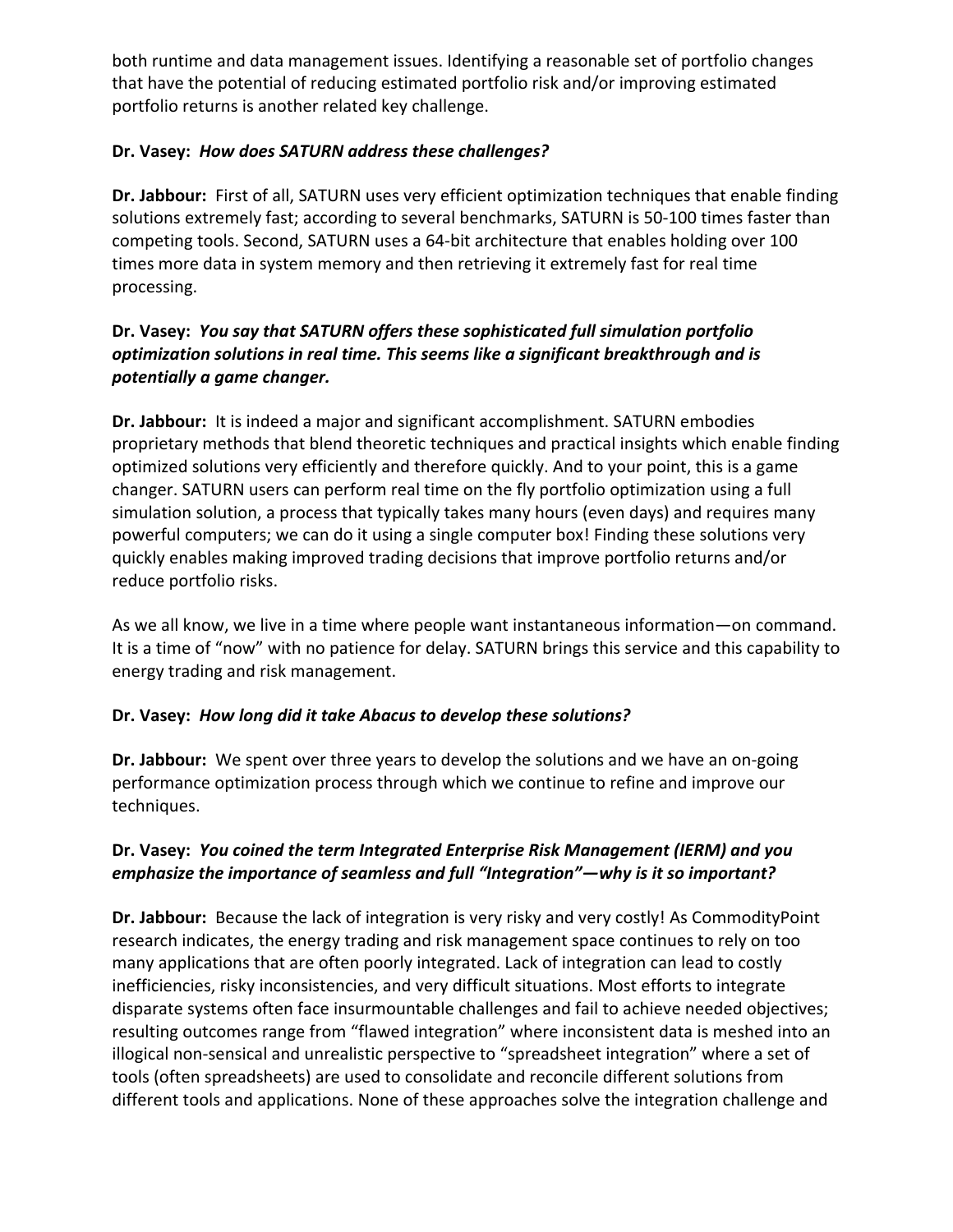both runtime and data management issues. Identifying a reasonable set of portfolio changes that have the potential of reducing estimated portfolio risk and/or improving estimated portfolio returns is another related key challenge.

**Dr. Vasey:** ***How does SATURN address these challenges?***

**Dr. Jabbour:** First of all, SATURN uses very efficient optimization techniques that enable finding solutions extremely fast; according to several benchmarks, SATURN is 50-100 times faster than competing tools. Second, SATURN uses a 64-bit architecture that enables holding over 100 times more data in system memory and then retrieving it extremely fast for real time processing.

**Dr. Vasey:** ***You say that SATURN offers these sophisticated full simulation portfolio optimization solutions in real time. This seems like a significant breakthrough and is potentially a game changer.***

**Dr. Jabbour:** It is indeed a major and significant accomplishment. SATURN embodies proprietary methods that blend theoretic techniques and practical insights which enable finding optimized solutions very efficiently and therefore quickly. And to your point, this is a game changer. SATURN users can perform real time on the fly portfolio optimization using a full simulation solution, a process that typically takes many hours (even days) and requires many powerful computers; we can do it using a single computer box! Finding these solutions very quickly enables making improved trading decisions that improve portfolio returns and/or reduce portfolio risks.

As we all know, we live in a time where people want instantaneous information—on command. It is a time of "now" with no patience for delay. SATURN brings this service and this capability to energy trading and risk management.

**Dr. Vasey:** ***How long did it take Abacus to develop these solutions?***

**Dr. Jabbour:** We spent over three years to develop the solutions and we have an on-going performance optimization process through which we continue to refine and improve our techniques.

**Dr. Vasey:** ***You coined the term Integrated Enterprise Risk Management (IERM) and you emphasize the importance of seamless and full "Integration"—why is it so important?***

**Dr. Jabbour:** Because the lack of integration is very risky and very costly! As CommodityPoint research indicates, the energy trading and risk management space continues to rely on too many applications that are often poorly integrated. Lack of integration can lead to costly inefficiencies, risky inconsistencies, and very difficult situations. Most efforts to integrate disparate systems often face insurmountable challenges and fail to achieve needed objectives; resulting outcomes range from "flawed integration" where inconsistent data is meshed into an illogical non-sensical and unrealistic perspective to "spreadsheet integration" where a set of tools (often spreadsheets) are used to consolidate and reconcile different solutions from different tools and applications. None of these approaches solve the integration challenge and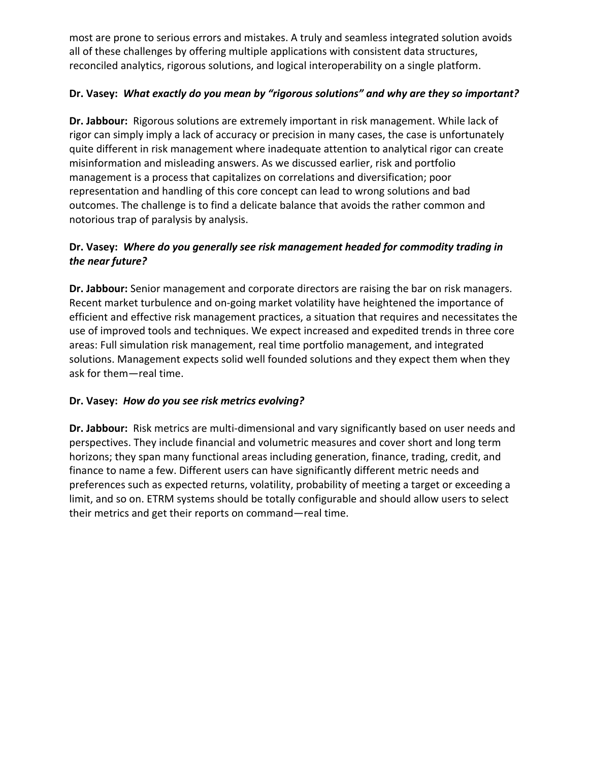most are prone to serious errors and mistakes. A truly and seamless integrated solution avoids all of these challenges by offering multiple applications with consistent data structures, reconciled analytics, rigorous solutions, and logical interoperability on a single platform.

**Dr. Vasey:** ***What exactly do you mean by "rigorous solutions" and why are they so important?***

**Dr. Jabbour:** Rigorous solutions are extremely important in risk management. While lack of rigor can simply imply a lack of accuracy or precision in many cases, the case is unfortunately quite different in risk management where inadequate attention to analytical rigor can create misinformation and misleading answers. As we discussed earlier, risk and portfolio management is a process that capitalizes on correlations and diversification; poor representation and handling of this core concept can lead to wrong solutions and bad outcomes. The challenge is to find a delicate balance that avoids the rather common and notorious trap of paralysis by analysis.

**Dr. Vasey:** ***Where do you generally see risk management headed for commodity trading in the near future?***

**Dr. Jabbour:** Senior management and corporate directors are raising the bar on risk managers. Recent market turbulence and on-going market volatility have heightened the importance of efficient and effective risk management practices, a situation that requires and necessitates the use of improved tools and techniques. We expect increased and expedited trends in three core areas: Full simulation risk management, real time portfolio management, and integrated solutions. Management expects solid well founded solutions and they expect them when they ask for them—real time.

**Dr. Vasey:** ***How do you see risk metrics evolving?***

**Dr. Jabbour:** Risk metrics are multi-dimensional and vary significantly based on user needs and perspectives. They include financial and volumetric measures and cover short and long term horizons; they span many functional areas including generation, finance, trading, credit, and finance to name a few. Different users can have significantly different metric needs and preferences such as expected returns, volatility, probability of meeting a target or exceeding a limit, and so on. ETRM systems should be totally configurable and should allow users to select their metrics and get their reports on command—real time.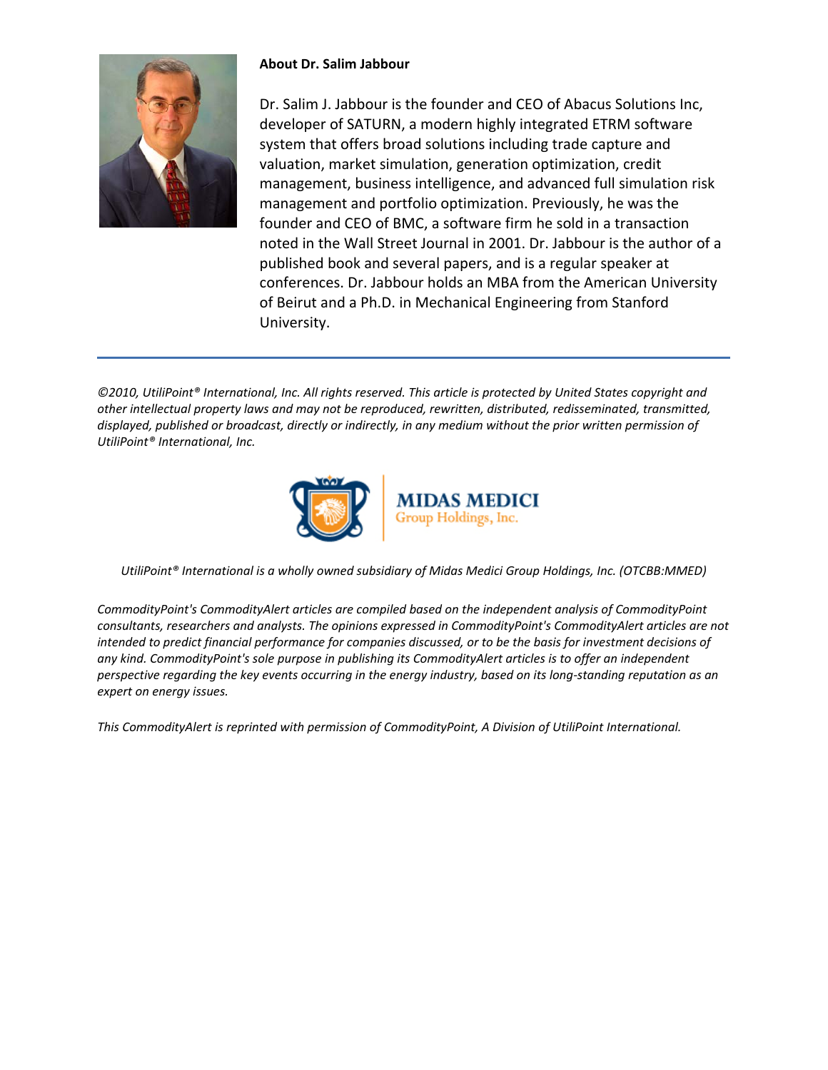**About Dr. Salim Jabbour**

Dr. Salim J. Jabbour is the founder and CEO of Abacus Solutions Inc, developer of SATURN, a modern highly integrated ETRM software system that offers broad solutions including trade capture and valuation, market simulation, generation optimization, credit management, business intelligence, and advanced full simulation risk management and portfolio optimization. Previously, he was the founder and CEO of BMC, a software firm he sold in a transaction noted in the Wall Street Journal in 2001. Dr. Jabbour is the author of a published book and several papers, and is a regular speaker at conferences. Dr. Jabbour holds an MBA from the American University of Beirut and a Ph.D. in Mechanical Engineering from Stanford University.

---

*©2010, UtiliPoint® International, Inc. All rights reserved. This article is protected by United States copyright and other intellectual property laws and may not be reproduced, rewritten, distributed, redisseminated, transmitted, displayed, published or broadcast, directly or indirectly, in any medium without the prior written permission of UtiliPoint® International, Inc.*

MIDAS MEDICI
Group Holdings, Inc.

*UtiliPoint® International is a wholly owned subsidiary of Midas Medici Group Holdings, Inc. (OTCBB:MMED)*

*CommodityPoint's CommodityAlert articles are compiled based on the independent analysis of CommodityPoint consultants, researchers and analysts. The opinions expressed in CommodityPoint's CommodityAlert articles are not intended to predict financial performance for companies discussed, or to be the basis for investment decisions of any kind. CommodityPoint's sole purpose in publishing its CommodityAlert articles is to offer an independent perspective regarding the key events occurring in the energy industry, based on its long-standing reputation as an expert on energy issues.*

*This CommodityAlert is reprinted with permission of CommodityPoint, A Division of UtiliPoint International.*